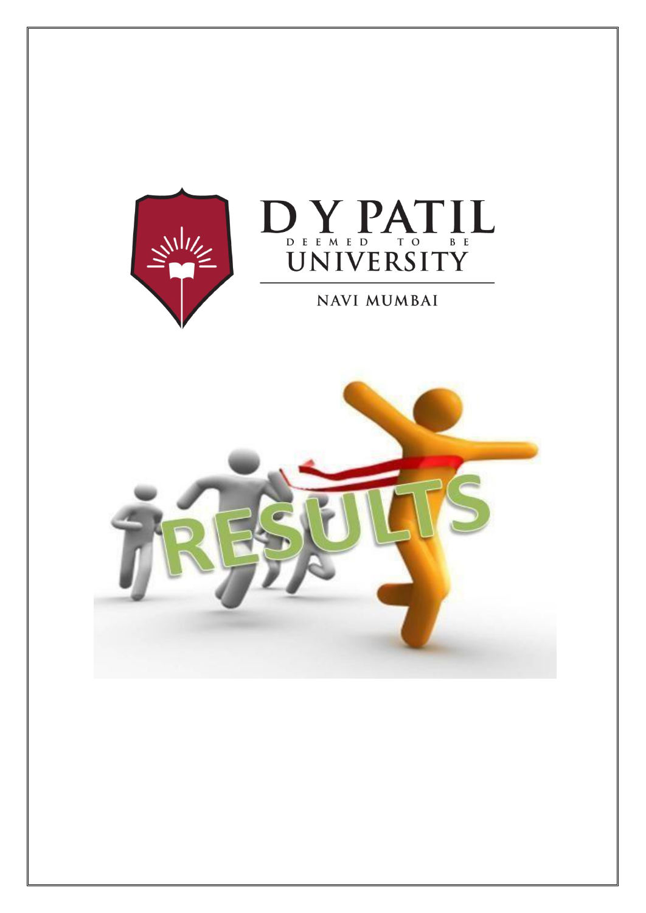D Y PATIL

DEEMED TO BE

UNIVERSITY

NAVI MUMBAI

RESULTS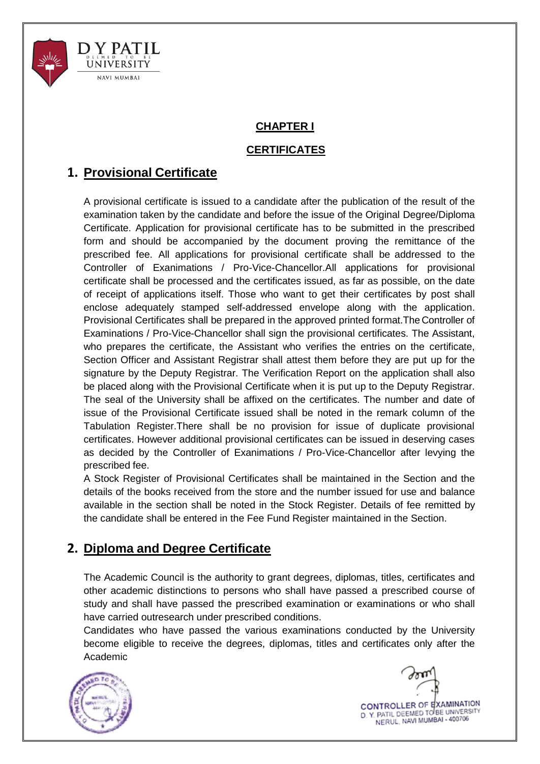## CHAPTER I

## CERTIFICATES

### 1. Provisional Certificate

A provisional certificate is issued to a candidate after the publication of the result of the examination taken by the candidate and before the issue of the Original Degree/Diploma Certificate. Application for provisional certificate has to be submitted in the prescribed form and should be accompanied by the document proving the remittance of the prescribed fee. All applications for provisional certificate shall be addressed to the Controller of Exanimations / Pro-Vice-Chancellor.All applications for provisional certificate shall be processed and the certificates issued, as far as possible, on the date of receipt of applications itself. Those who want to get their certificates by post shall enclose adequately stamped self-addressed envelope along with the application. Provisional Certificates shall be prepared in the approved printed format.The Controller of Examinations / Pro-Vice-Chancellor shall sign the provisional certificates. The Assistant, who prepares the certificate, the Assistant who verifies the entries on the certificate, Section Officer and Assistant Registrar shall attest them before they are put up for the signature by the Deputy Registrar. The Verification Report on the application shall also be placed along with the Provisional Certificate when it is put up to the Deputy Registrar. The seal of the University shall be affixed on the certificates. The number and date of issue of the Provisional Certificate issued shall be noted in the remark column of the Tabulation Register.There shall be no provision for issue of duplicate provisional certificates. However additional provisional certificates can be issued in deserving cases as decided by the Controller of Exanimations / Pro-Vice-Chancellor after levying the prescribed fee.

A Stock Register of Provisional Certificates shall be maintained in the Section and the details of the books received from the store and the number issued for use and balance available in the section shall be noted in the Stock Register. Details of fee remitted by the candidate shall be entered in the Fee Fund Register maintained in the Section.

### 2. Diploma and Degree Certificate

The Academic Council is the authority to grant degrees, diplomas, titles, certificates and other academic distinctions to persons who shall have passed a prescribed course of study and shall have passed the prescribed examination or examinations or who shall have carried outresearch under prescribed conditions.

Candidates who have passed the various examinations conducted by the University become eligible to receive the degrees, diplomas, titles and certificates only after the Academic

CONTROLLER OF EXAMINATION
D. Y. PATIL DEEMED TO BE UNIVERSITY
NERUL, NAVI MUMBAI - 400706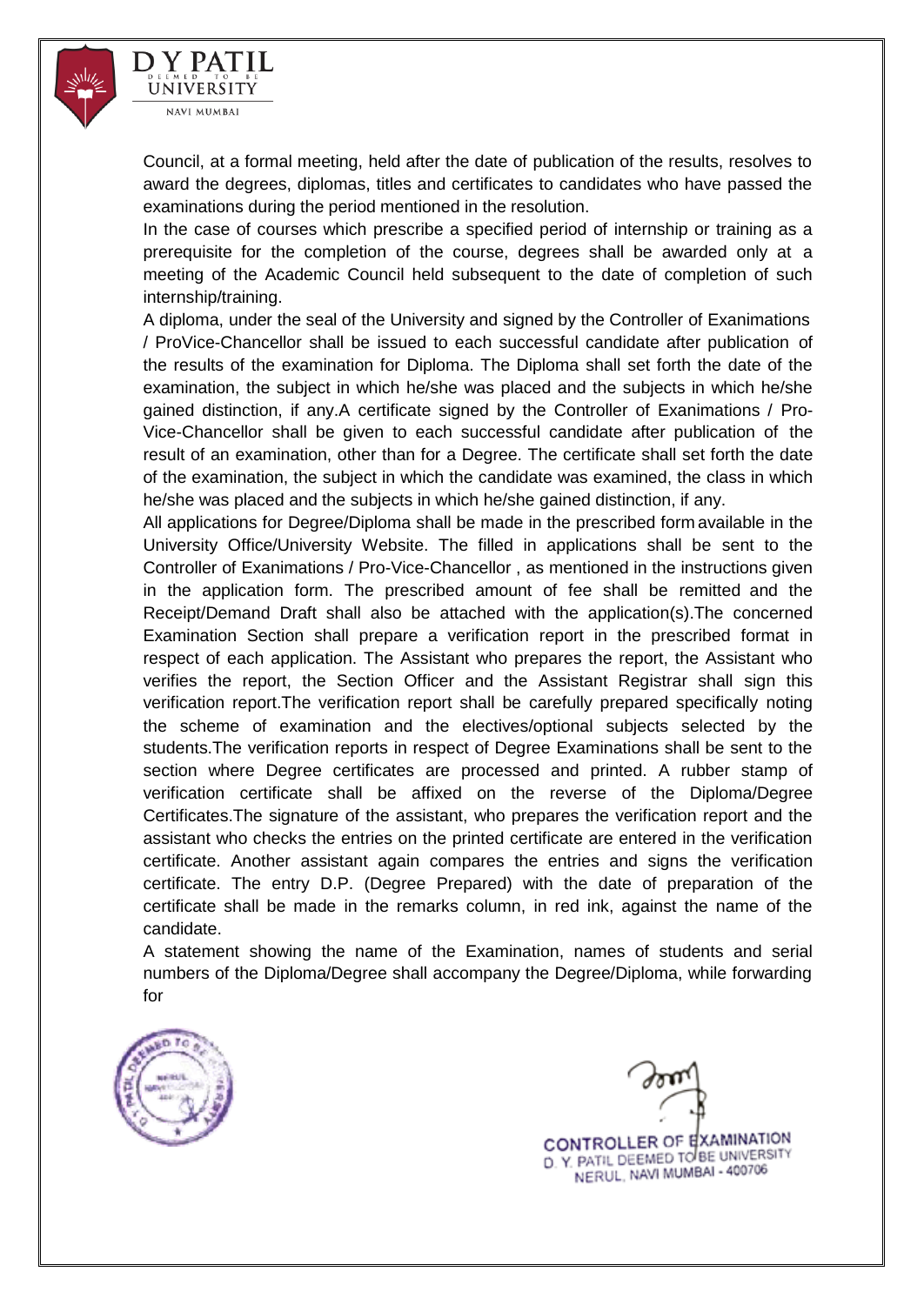Council, at a formal meeting, held after the date of publication of the results, resolves to award the degrees, diplomas, titles and certificates to candidates who have passed the examinations during the period mentioned in the resolution.

In the case of courses which prescribe a specified period of internship or training as a prerequisite for the completion of the course, degrees shall be awarded only at a meeting of the Academic Council held subsequent to the date of completion of such internship/training.

A diploma, under the seal of the University and signed by the Controller of Exanimations / ProVice-Chancellor shall be issued to each successful candidate after publication of the results of the examination for Diploma. The Diploma shall set forth the date of the examination, the subject in which he/she was placed and the subjects in which he/she gained distinction, if any.A certificate signed by the Controller of Exanimations / Pro-Vice-Chancellor shall be given to each successful candidate after publication of the result of an examination, other than for a Degree. The certificate shall set forth the date of the examination, the subject in which the candidate was examined, the class in which he/she was placed and the subjects in which he/she gained distinction, if any.

All applications for Degree/Diploma shall be made in the prescribed form available in the University Office/University Website. The filled in applications shall be sent to the Controller of Exanimations / Pro-Vice-Chancellor , as mentioned in the instructions given in the application form. The prescribed amount of fee shall be remitted and the Receipt/Demand Draft shall also be attached with the application(s).The concerned Examination Section shall prepare a verification report in the prescribed format in respect of each application. The Assistant who prepares the report, the Assistant who verifies the report, the Section Officer and the Assistant Registrar shall sign this verification report.The verification report shall be carefully prepared specifically noting the scheme of examination and the electives/optional subjects selected by the students.The verification reports in respect of Degree Examinations shall be sent to the section where Degree certificates are processed and printed. A rubber stamp of verification certificate shall be affixed on the reverse of the Diploma/Degree Certificates.The signature of the assistant, who prepares the verification report and the assistant who checks the entries on the printed certificate are entered in the verification certificate. Another assistant again compares the entries and signs the verification certificate. The entry D.P. (Degree Prepared) with the date of preparation of the certificate shall be made in the remarks column, in red ink, against the name of the candidate.

A statement showing the name of the Examination, names of students and serial numbers of the Diploma/Degree shall accompany the Degree/Diploma, while forwarding for

CONTROLLER OF EXAMINATION
D. Y. PATIL DEEMED TO BE UNIVERSITY
NERUL, NAVI MUMBAI - 400706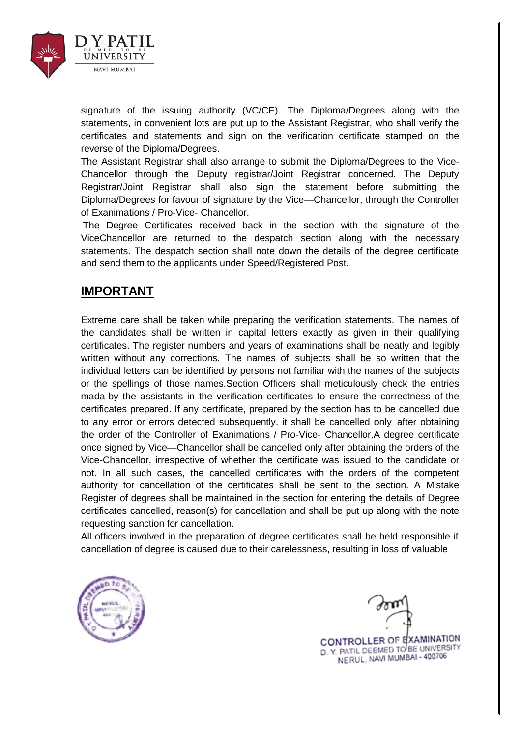signature of the issuing authority (VC/CE). The Diploma/Degrees along with the statements, in convenient lots are put up to the Assistant Registrar, who shall verify the certificates and statements and sign on the verification certificate stamped on the reverse of the Diploma/Degrees.

The Assistant Registrar shall also arrange to submit the Diploma/Degrees to the Vice-Chancellor through the Deputy registrar/Joint Registrar concerned. The Deputy Registrar/Joint Registrar shall also sign the statement before submitting the Diploma/Degrees for favour of signature by the Vice—Chancellor, through the Controller of Exanimations / Pro-Vice- Chancellor.

The Degree Certificates received back in the section with the signature of the ViceChancellor are returned to the despatch section along with the necessary statements. The despatch section shall note down the details of the degree certificate and send them to the applicants under Speed/Registered Post.

## IMPORTANT

Extreme care shall be taken while preparing the verification statements. The names of the candidates shall be written in capital letters exactly as given in their qualifying certificates. The register numbers and years of examinations shall be neatly and legibly written without any corrections. The names of subjects shall be so written that the individual letters can be identified by persons not familiar with the names of the subjects or the spellings of those names.Section Officers shall meticulously check the entries mada-by the assistants in the verification certificates to ensure the correctness of the certificates prepared. If any certificate, prepared by the section has to be cancelled due to any error or errors detected subsequently, it shall be cancelled only after obtaining the order of the Controller of Exanimations / Pro-Vice- Chancellor.A degree certificate once signed by Vice—Chancellor shall be cancelled only after obtaining the orders of the Vice-Chancellor, irrespective of whether the certificate was issued to the candidate or not. In all such cases, the cancelled certificates with the orders of the competent authority for cancellation of the certificates shall be sent to the section. A Mistake Register of degrees shall be maintained in the section for entering the details of Degree certificates cancelled, reason(s) for cancellation and shall be put up along with the note requesting sanction for cancellation.

All officers involved in the preparation of degree certificates shall be held responsible if cancellation of degree is caused due to their carelessness, resulting in loss of valuable

CONTROLLER OF EXAMINATION
D. Y. PATIL DEEMED TO BE UNIVERSITY
NERUL, NAVI MUMBAI - 400706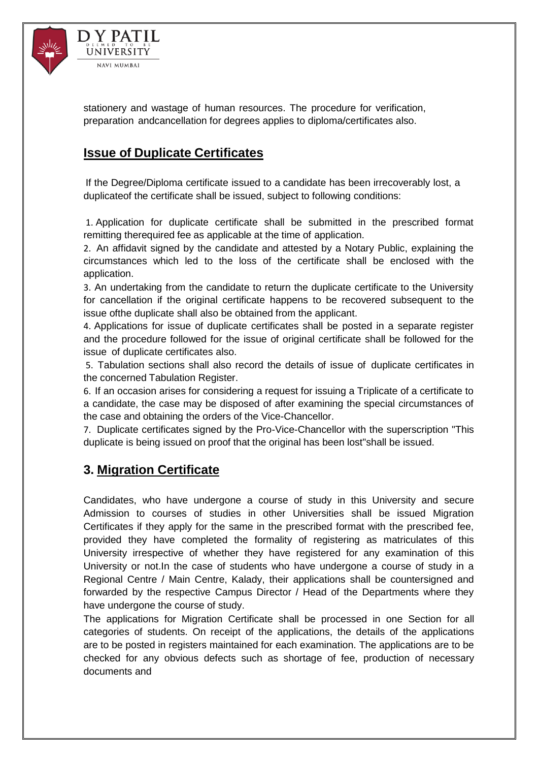stationery and wastage of human resources. The procedure for verification, preparation andcancellation for degrees applies to diploma/certificates also.

## Issue of Duplicate Certificates

If the Degree/Diploma certificate issued to a candidate has been irrecoverably lost, a duplicateof the certificate shall be issued, subject to following conditions:

1. Application for duplicate certificate shall be submitted in the prescribed format remitting therequired fee as applicable at the time of application.
2. An affidavit signed by the candidate and attested by a Notary Public, explaining the circumstances which led to the loss of the certificate shall be enclosed with the application.
3. An undertaking from the candidate to return the duplicate certificate to the University for cancellation if the original certificate happens to be recovered subsequent to the issue ofthe duplicate shall also be obtained from the applicant.
4. Applications for issue of duplicate certificates shall be posted in a separate register and the procedure followed for the issue of original certificate shall be followed for the issue of duplicate certificates also.
5. Tabulation sections shall also record the details of issue of duplicate certificates in the concerned Tabulation Register.
6. If an occasion arises for considering a request for issuing a Triplicate of a certificate to a candidate, the case may be disposed of after examining the special circumstances of the case and obtaining the orders of the Vice-Chancellor.
7. Duplicate certificates signed by the Pro-Vice-Chancellor with the superscription "This duplicate is being issued on proof that the original has been lost"shall be issued.

## 3. Migration Certificate

Candidates, who have undergone a course of study in this University and secure Admission to courses of studies in other Universities shall be issued Migration Certificates if they apply for the same in the prescribed format with the prescribed fee, provided they have completed the formality of registering as matriculates of this University irrespective of whether they have registered for any examination of this University or not.In the case of students who have undergone a course of study in a Regional Centre / Main Centre, Kalady, their applications shall be countersigned and forwarded by the respective Campus Director / Head of the Departments where they have undergone the course of study.

The applications for Migration Certificate shall be processed in one Section for all categories of students. On receipt of the applications, the details of the applications are to be posted in registers maintained for each examination. The applications are to be checked for any obvious defects such as shortage of fee, production of necessary documents and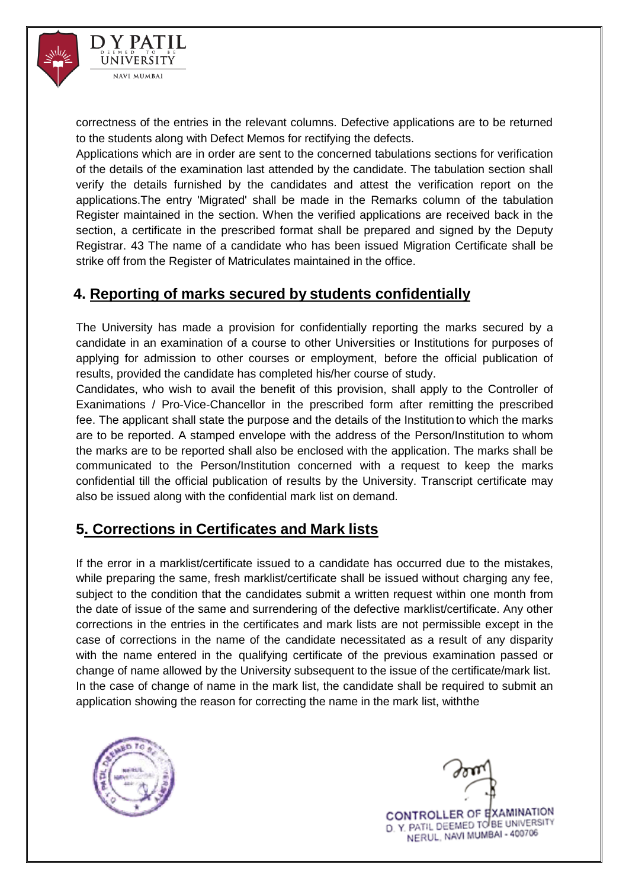correctness of the entries in the relevant columns. Defective applications are to be returned to the students along with Defect Memos for rectifying the defects.

Applications which are in order are sent to the concerned tabulations sections for verification of the details of the examination last attended by the candidate. The tabulation section shall verify the details furnished by the candidates and attest the verification report on the applications.The entry 'Migrated' shall be made in the Remarks column of the tabulation Register maintained in the section. When the verified applications are received back in the section, a certificate in the prescribed format shall be prepared and signed by the Deputy Registrar. 43 The name of a candidate who has been issued Migration Certificate shall be strike off from the Register of Matriculates maintained in the office.

## 4. Reporting of marks secured by students confidentially

The University has made a provision for confidentially reporting the marks secured by a candidate in an examination of a course to other Universities or Institutions for purposes of applying for admission to other courses or employment, before the official publication of results, provided the candidate has completed his/her course of study.

Candidates, who wish to avail the benefit of this provision, shall apply to the Controller of Exanimations / Pro-Vice-Chancellor in the prescribed form after remitting the prescribed fee. The applicant shall state the purpose and the details of the Institution to which the marks are to be reported. A stamped envelope with the address of the Person/Institution to whom the marks are to be reported shall also be enclosed with the application. The marks shall be communicated to the Person/Institution concerned with a request to keep the marks confidential till the official publication of results by the University. Transcript certificate may also be issued along with the confidential mark list on demand.

## 5. Corrections in Certificates and Mark lists

If the error in a marklist/certificate issued to a candidate has occurred due to the mistakes, while preparing the same, fresh marklist/certificate shall be issued without charging any fee, subject to the condition that the candidates submit a written request within one month from the date of issue of the same and surrendering of the defective marklist/certificate. Any other corrections in the entries in the certificates and mark lists are not permissible except in the case of corrections in the name of the candidate necessitated as a result of any disparity with the name entered in the qualifying certificate of the previous examination passed or change of name allowed by the University subsequent to the issue of the certificate/mark list.

In the case of change of name in the mark list, the candidate shall be required to submit an application showing the reason for correcting the name in the mark list, withthe

CONTROLLER OF EXAMINATION
D. Y. PATIL DEEMED TO BE UNIVERSITY
NERUL, NAVI MUMBAI - 400706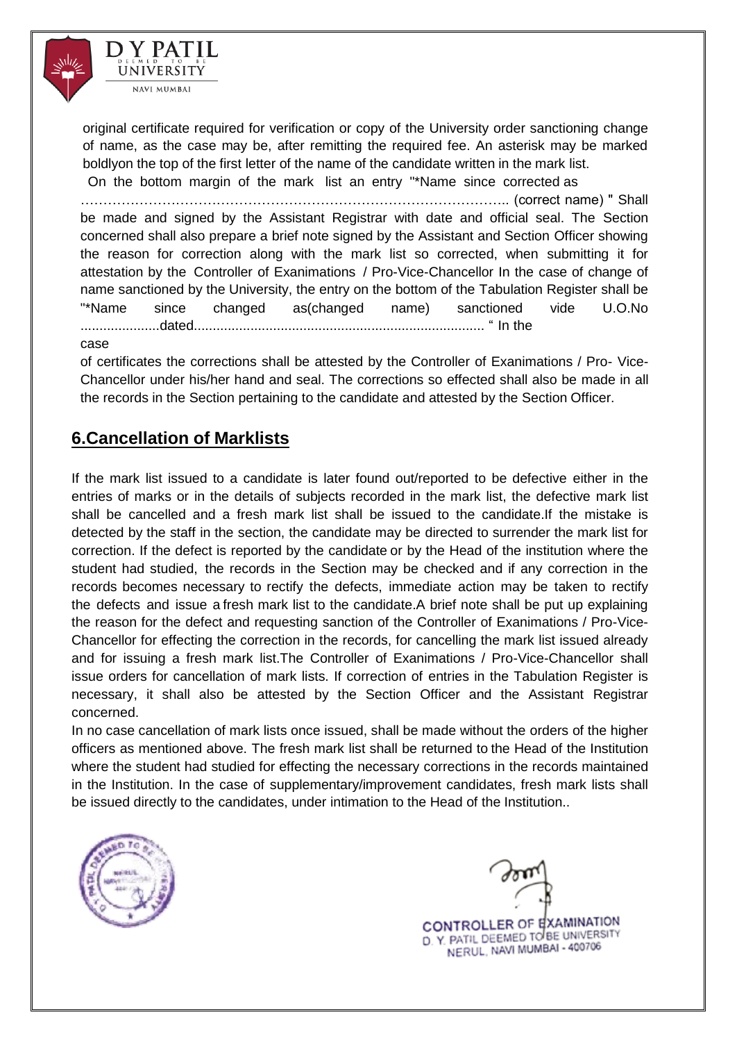original certificate required for verification or copy of the University order sanctioning change of name, as the case may be, after remitting the required fee. An asterisk may be marked boldlyon the top of the first letter of the name of the candidate written in the mark list.

On the bottom margin of the mark list an entry "*Name since corrected as ………………………………………………………………………………….. (correct name) " Shall be made and signed by the Assistant Registrar with date and official seal. The Section concerned shall also prepare a brief note signed by the Assistant and Section Officer showing the reason for correction along with the mark list so corrected, when submitting it for attestation by the Controller of Exanimations / Pro-Vice-Chancellor In the case of change of name sanctioned by the University, the entry on the bottom of the Tabulation Register shall be "*Name since changed as(changed name) sanctioned vide U.O.No .....................dated............................................................................. " In the case of certificates the corrections shall be attested by the Controller of Exanimations / Pro- Vice-Chancellor under his/her hand and seal. The corrections so effected shall also be made in all the records in the Section pertaining to the candidate and attested by the Section Officer.

## 6.Cancellation of Marklists

If the mark list issued to a candidate is later found out/reported to be defective either in the entries of marks or in the details of subjects recorded in the mark list, the defective mark list shall be cancelled and a fresh mark list shall be issued to the candidate.If the mistake is detected by the staff in the section, the candidate may be directed to surrender the mark list for correction. If the defect is reported by the candidate or by the Head of the institution where the student had studied, the records in the Section may be checked and if any correction in the records becomes necessary to rectify the defects, immediate action may be taken to rectify the defects and issue a fresh mark list to the candidate.A brief note shall be put up explaining the reason for the defect and requesting sanction of the Controller of Exanimations / Pro-Vice-Chancellor for effecting the correction in the records, for cancelling the mark list issued already and for issuing a fresh mark list.The Controller of Exanimations / Pro-Vice-Chancellor shall issue orders for cancellation of mark lists. If correction of entries in the Tabulation Register is necessary, it shall also be attested by the Section Officer and the Assistant Registrar concerned.

In no case cancellation of mark lists once issued, shall be made without the orders of the higher officers as mentioned above. The fresh mark list shall be returned to the Head of the Institution where the student had studied for effecting the necessary corrections in the records maintained in the Institution. In the case of supplementary/improvement candidates, fresh mark lists shall be issued directly to the candidates, under intimation to the Head of the Institution..

CONTROLLER OF EXAMINATION
D. Y. PATIL DEEMED TO BE UNIVERSITY
NERUL, NAVI MUMBAI - 400706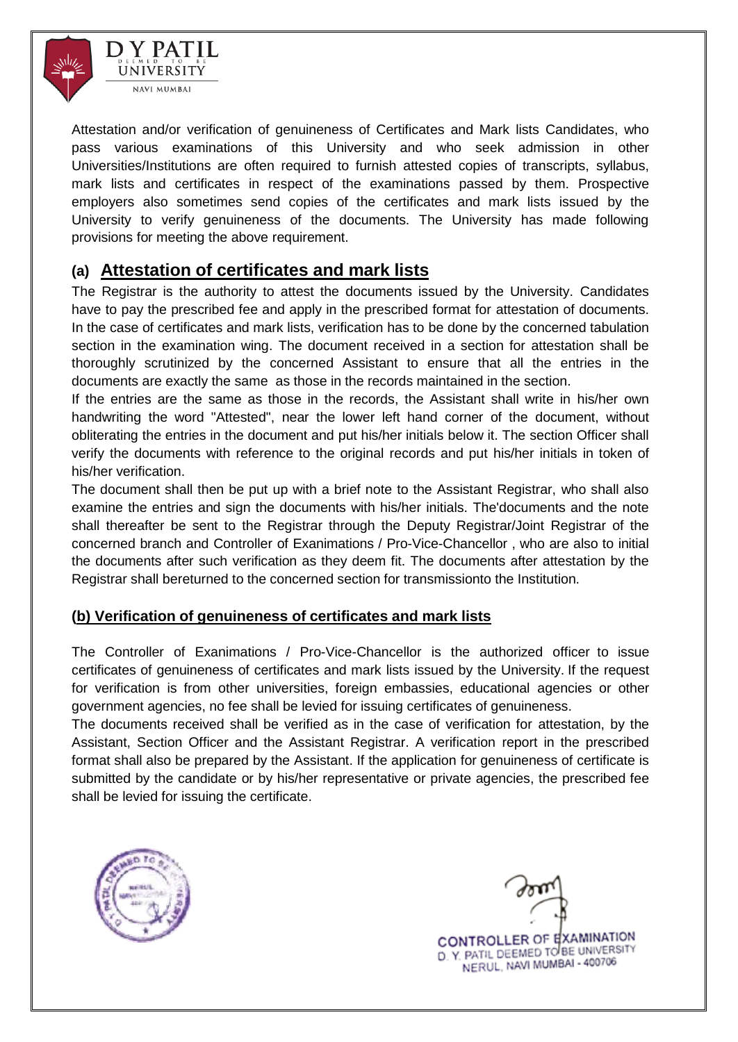Attestation and/or verification of genuineness of Certificates and Mark lists Candidates, who pass various examinations of this University and who seek admission in other Universities/Institutions are often required to furnish attested copies of transcripts, syllabus, mark lists and certificates in respect of the examinations passed by them. Prospective employers also sometimes send copies of the certificates and mark lists issued by the University to verify genuineness of the documents. The University has made following provisions for meeting the above requirement.

## (a) Attestation of certificates and mark lists

The Registrar is the authority to attest the documents issued by the University. Candidates have to pay the prescribed fee and apply in the prescribed format for attestation of documents. In the case of certificates and mark lists, verification has to be done by the concerned tabulation section in the examination wing. The document received in a section for attestation shall be thoroughly scrutinized by the concerned Assistant to ensure that all the entries in the documents are exactly the same as those in the records maintained in the section.

If the entries are the same as those in the records, the Assistant shall write in his/her own handwriting the word "Attested", near the lower left hand corner of the document, without obliterating the entries in the document and put his/her initials below it. The section Officer shall verify the documents with reference to the original records and put his/her initials in token of his/her verification.

The document shall then be put up with a brief note to the Assistant Registrar, who shall also examine the entries and sign the documents with his/her initials. The'documents and the note shall thereafter be sent to the Registrar through the Deputy Registrar/Joint Registrar of the concerned branch and Controller of Exanimations / Pro-Vice-Chancellor , who are also to initial the documents after such verification as they deem fit. The documents after attestation by the Registrar shall bereturned to the concerned section for transmissionto the Institution.

## (b) Verification of genuineness of certificates and mark lists

The Controller of Exanimations / Pro-Vice-Chancellor is the authorized officer to issue certificates of genuineness of certificates and mark lists issued by the University. If the request for verification is from other universities, foreign embassies, educational agencies or other government agencies, no fee shall be levied for issuing certificates of genuineness.

The documents received shall be verified as in the case of verification for attestation, by the Assistant, Section Officer and the Assistant Registrar. A verification report in the prescribed format shall also be prepared by the Assistant. If the application for genuineness of certificate is submitted by the candidate or by his/her representative or private agencies, the prescribed fee shall be levied for issuing the certificate.

CONTROLLER OF EXAMINATION
D. Y. PATIL DEEMED TO BE UNIVERSITY
NERUL, NAVI MUMBAI - 400706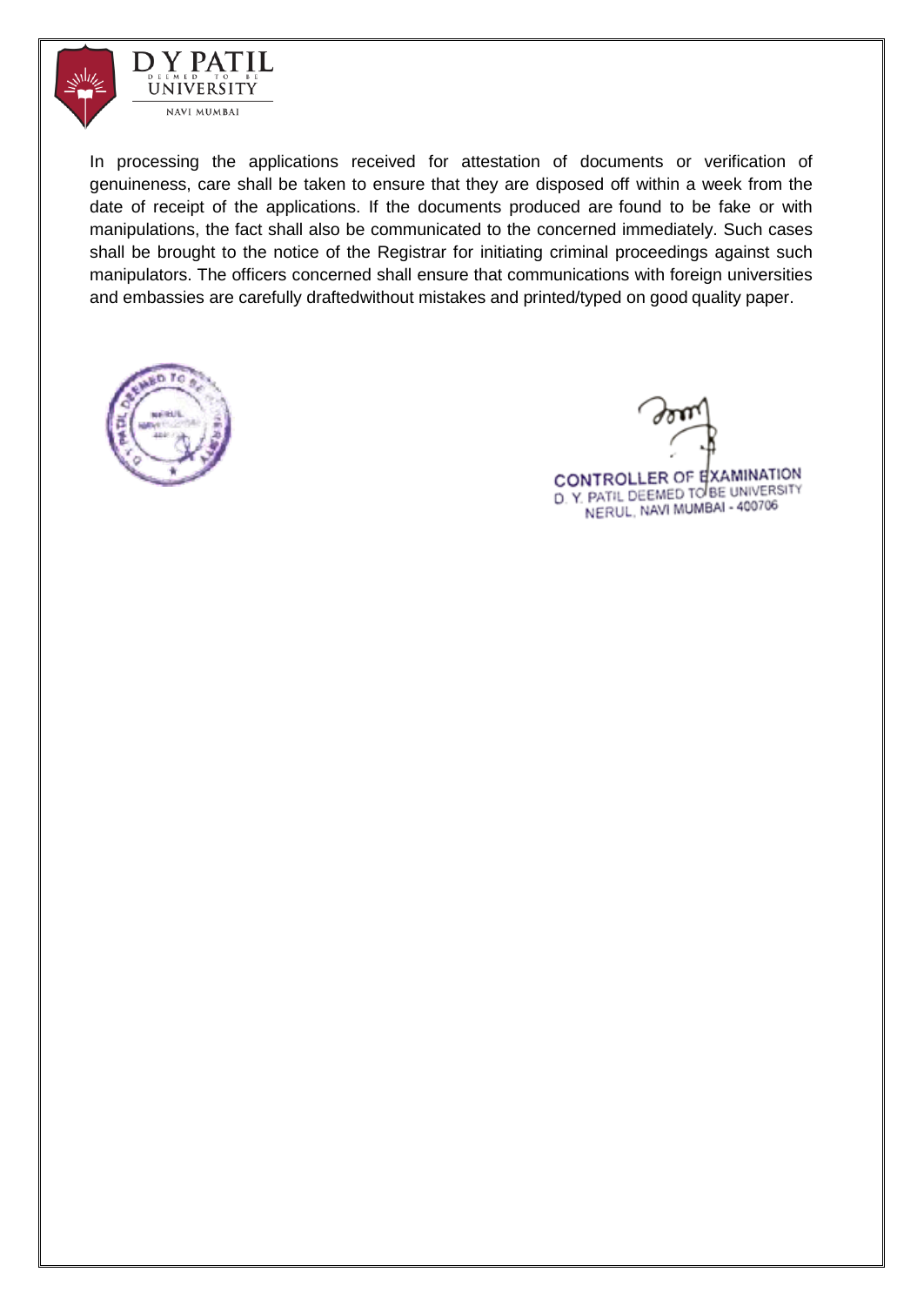In processing the applications received for attestation of documents or verification of genuineness, care shall be taken to ensure that they are disposed off within a week from the date of receipt of the applications. If the documents produced are found to be fake or with manipulations, the fact shall also be communicated to the concerned immediately. Such cases shall be brought to the notice of the Registrar for initiating criminal proceedings against such manipulators. The officers concerned shall ensure that communications with foreign universities and embassies are carefully draftedwithout mistakes and printed/typed on good quality paper.

CONTROLLER OF EXAMINATION
D. Y. PATIL DEEMED TO BE UNIVERSITY
NERUL, NAVI MUMBAI - 400706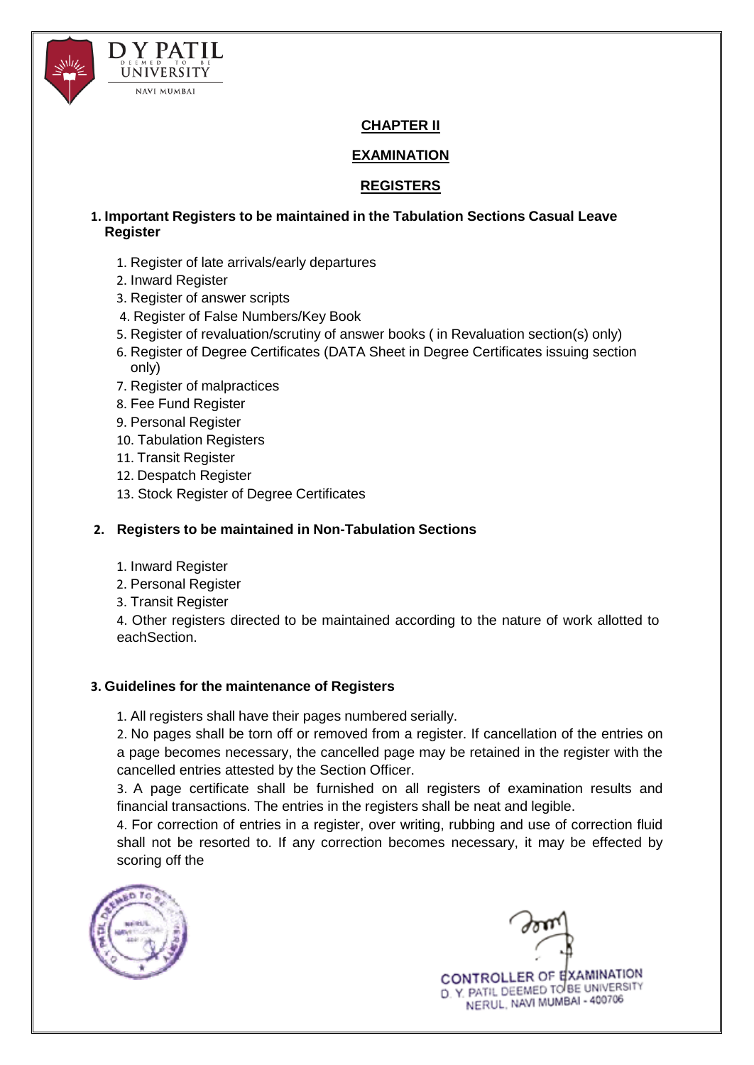**CHAPTER II**

**EXAMINATION**

**REGISTERS**

**1. Important Registers to be maintained in the Tabulation Sections Casual Leave Register**

1. Register of late arrivals/early departures
2. Inward Register
3. Register of answer scripts
4. Register of False Numbers/Key Book
5. Register of revaluation/scrutiny of answer books ( in Revaluation section(s) only)
6. Register of Degree Certificates (DATA Sheet in Degree Certificates issuing section only)
7. Register of malpractices
8. Fee Fund Register
9. Personal Register
10. Tabulation Registers
11. Transit Register
12. Despatch Register
13. Stock Register of Degree Certificates

**2. Registers to be maintained in Non-Tabulation Sections**

1. Inward Register
2. Personal Register
3. Transit Register
4. Other registers directed to be maintained according to the nature of work allotted to eachSection.

**3. Guidelines for the maintenance of Registers**

1. All registers shall have their pages numbered serially.
2. No pages shall be torn off or removed from a register. If cancellation of the entries on a page becomes necessary, the cancelled page may be retained in the register with the cancelled entries attested by the Section Officer.
3. A page certificate shall be furnished on all registers of examination results and financial transactions. The entries in the registers shall be neat and legible.
4. For correction of entries in a register, over writing, rubbing and use of correction fluid shall not be resorted to. If any correction becomes necessary, it may be effected by scoring off the

CONTROLLER OF EXAMINATION
D. Y. PATIL DEEMED TO BE UNIVERSITY
NERUL, NAVI MUMBAI - 400706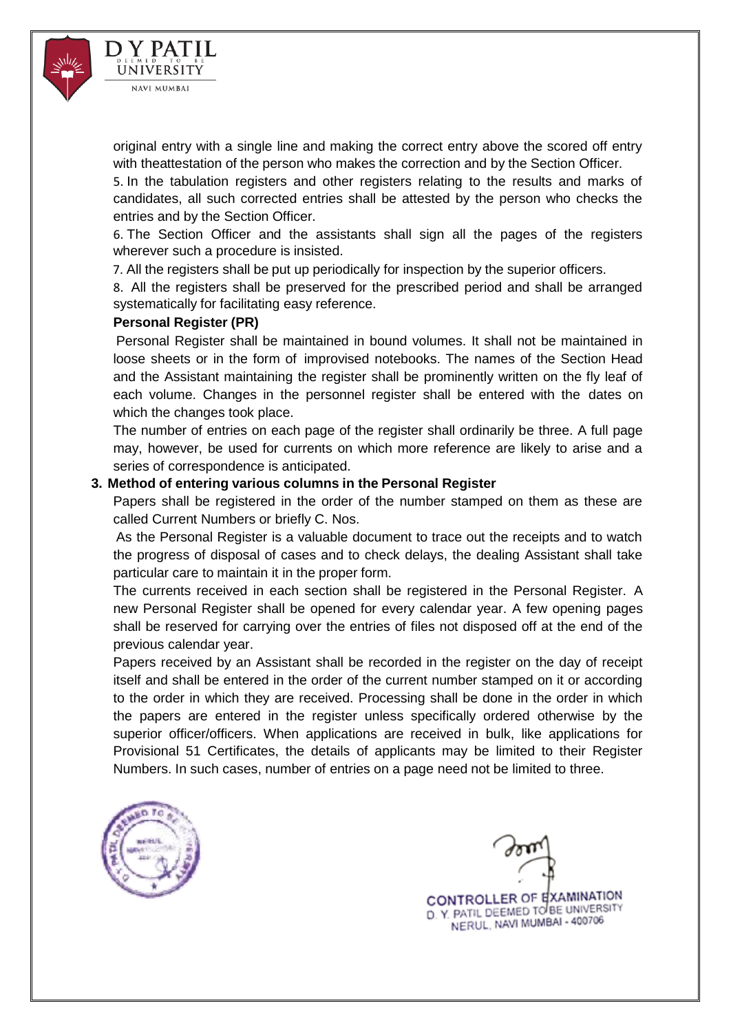original entry with a single line and making the correct entry above the scored off entry with theattestation of the person who makes the correction and by the Section Officer.

5. In the tabulation registers and other registers relating to the results and marks of candidates, all such corrected entries shall be attested by the person who checks the entries and by the Section Officer.

6. The Section Officer and the assistants shall sign all the pages of the registers wherever such a procedure is insisted.

7. All the registers shall be put up periodically for inspection by the superior officers.

8. All the registers shall be preserved for the prescribed period and shall be arranged systematically for facilitating easy reference.

**Personal Register (PR)**

Personal Register shall be maintained in bound volumes. It shall not be maintained in loose sheets or in the form of improvised notebooks. The names of the Section Head and the Assistant maintaining the register shall be prominently written on the fly leaf of each volume. Changes in the personnel register shall be entered with the dates on which the changes took place.

The number of entries on each page of the register shall ordinarily be three. A full page may, however, be used for currents on which more reference are likely to arise and a series of correspondence is anticipated.

**3. Method of entering various columns in the Personal Register**

Papers shall be registered in the order of the number stamped on them as these are called Current Numbers or briefly C. Nos.

As the Personal Register is a valuable document to trace out the receipts and to watch the progress of disposal of cases and to check delays, the dealing Assistant shall take particular care to maintain it in the proper form.

The currents received in each section shall be registered in the Personal Register. A new Personal Register shall be opened for every calendar year. A few opening pages shall be reserved for carrying over the entries of files not disposed off at the end of the previous calendar year.

Papers received by an Assistant shall be recorded in the register on the day of receipt itself and shall be entered in the order of the current number stamped on it or according to the order in which they are received. Processing shall be done in the order in which the papers are entered in the register unless specifically ordered otherwise by the superior officer/officers. When applications are received in bulk, like applications for Provisional 51 Certificates, the details of applicants may be limited to their Register Numbers. In such cases, number of entries on a page need not be limited to three.

CONTROLLER OF EXAMINATION
D. Y. PATIL DEEMED TO BE UNIVERSITY
NERUL, NAVI MUMBAI - 400706